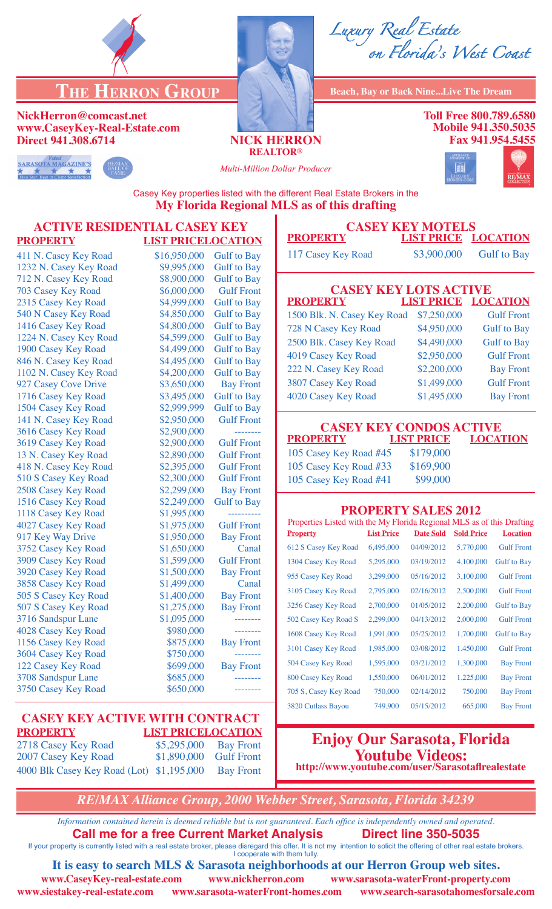# The Herron Group

*Luxury Real Estate on Florida's West Coast*

**Beach, Bay or Back Nine...Live The Dream**

**NickHerron@comcast.net**
**www.CaseyKey-Real-Estate.com**
**Direct 941.308.6714**

**NICK HERRON**
**REALTOR®**
*Multi-Million Dollar Producer*

**Toll Free 800.789.6580**
**Mobile 941.350.5035**
**Fax 941.954.5455**

Casey Key properties listed with the different Real Estate Brokers in the
**My Florida Regional MLS as of this drafting**

## ACTIVE RESIDENTIAL CASEY KEY

| PROPERTY | LIST PRICE | LOCATION |
|---|---|---|
| 411 N. Casey Key Road | $16,950,000 | Gulf to Bay |
| 1232 N. Casey Key Road | $9,995,000 | Gulf to Bay |
| 712 N. Casey Key Road | $8,900,000 | Gulf to Bay |
| 703 Casey Key Road | $6,000,000 | Gulf Front |
| 2315 Casey Key Road | $4,999,000 | Gulf to Bay |
| 540 N Casey Key Road | $4,850,000 | Gulf to Bay |
| 1416 Casey Key Road | $4,800,000 | Gulf to Bay |
| 1224 N. Casey Key Road | $4,599,000 | Gulf to Bay |
| 1900 Casey Key Road | $4,499,000 | Gulf to Bay |
| 846 N. Casey Key Road | $4,495,000 | Gulf to Bay |
| 1102 N. Casey Key Road | $4,200,000 | Gulf to Bay |
| 927 Casey Cove Drive | $3,650,000 | Bay Front |
| 1716 Casey Key Road | $3,495,000 | Gulf to Bay |
| 1504 Casey Key Road | $2,999,999 | Gulf to Bay |
| 141 N. Casey Key Road | $2,950,000 | Gulf Front |
| 3616 Casey Key Road | $2,900,000 | -------- |
| 3619 Casey Key Road | $2,900,000 | Gulf Front |
| 13 N. Casey Key Road | $2,890,000 | Gulf Front |
| 418 N. Casey Key Road | $2,395,000 | Gulf Front |
| 510 S Casey Key Road | $2,300,000 | Gulf Front |
| 2508 Casey Key Road | $2,299,000 | Bay Front |
| 1516 Casey Key Road | $2,249,000 | Gulf to Bay |
| 1118 Casey Key Road | $1,995,000 | ---------- |
| 4027 Casey Key Road | $1,975,000 | Gulf Front |
| 917 Key Way Drive | $1,950,000 | Bay Front |
| 3752 Casey Key Road | $1,650,000 | Canal |
| 3909 Casey Key Road | $1,599,000 | Gulf Front |
| 3920 Casey Key Road | $1,500,000 | Bay Front |
| 3858 Casey Key Road | $1,499,000 | Canal |
| 505 S Casey Key Road | $1,400,000 | Bay Front |
| 507 S Casey Key Road | $1,275,000 | Bay Front |
| 3716 Sandspur Lane | $1,095,000 | -------- |
| 4028 Casey Key Road | $980,000 | -------- |
| 1156 Casey Key Road | $875,000 | Bay Front |
| 3604 Casey Key Road | $750,000 | -------- |
| 122 Casey Key Road | $699,000 | Bay Front |
| 3708 Sandspur Lane | $685,000 | -------- |
| 3750 Casey Key Road | $650,000 | -------- |

## CASEY KEY ACTIVE WITH CONTRACT

| PROPERTY | LIST PRICE | LOCATION |
|---|---|---|
| 2718 Casey Key Road | $5,295,000 | Bay Front |
| 2007 Casey Key Road | $1,890,000 | Gulf Front |
| 4000 Blk Casey Key Road (Lot) | $1,195,000 | Bay Front |

## CASEY KEY MOTELS

| PROPERTY | LIST PRICE | LOCATION |
|---|---|---|
| 117 Casey Key Road | $3,900,000 | Gulf to Bay |

## CASEY KEY LOTS ACTIVE

| PROPERTY | LIST PRICE | LOCATION |
|---|---|---|
| 1500 Blk. N. Casey Key Road | $7,250,000 | Gulf Front |
| 728 N Casey Key Road | $4,950,000 | Gulf to Bay |
| 2500 Blk. Casey Key Road | $4,490,000 | Gulf to Bay |
| 4019 Casey Key Road | $2,950,000 | Gulf Front |
| 222 N. Casey Key Road | $2,200,000 | Bay Front |
| 3807 Casey Key Road | $1,499,000 | Gulf Front |
| 4020 Casey Key Road | $1,495,000 | Bay Front |

## CASEY KEY CONDOS ACTIVE

| PROPERTY | LIST PRICE | LOCATION |
|---|---|---|
| 105 Casey Key Road #45 | $179,000 | |
| 105 Casey Key Road #33 | $169,900 | |
| 105 Casey Key Road #41 | $99,000 | |

## PROPERTY SALES 2012

Properties Listed with the My Florida Regional MLS as of this Drafting

| Property | List Price | Date Sold | Sold Price | Location |
|---|---|---|---|---|
| 612 S Casey Key Road | 6,495,000 | 04/09/2012 | 5,770,000 | Gulf Front |
| 1304 Casey Key Road | 5,295,000 | 03/19/2012 | 4,100,000 | Gulf to Bay |
| 955 Casey Key Road | 3,299,000 | 05/16/2012 | 3,100,000 | Gulf Front |
| 3105 Casey Key Road | 2,795,000 | 02/16/2012 | 2,500,000 | Gulf Front |
| 3256 Casey Key Road | 2,700,000 | 01/05/2012 | 2,200,000 | Gulf to Bay |
| 502 Casey Key Road S | 2,299,000 | 04/13/2012 | 2,000,000 | Gulf Front |
| 1608 Casey Key Road | 1,991,000 | 05/25/2012 | 1,700,000 | Gulf to Bay |
| 3101 Casey Key Road | 1,985,000 | 03/08/2012 | 1,450,000 | Gulf Front |
| 504 Casey Key Road | 1,595,000 | 03/21/2012 | 1,300,000 | Bay Front |
| 800 Casey Key Road | 1,550,000 | 06/01/2012 | 1,225,000 | Bay Front |
| 705 S, Casey Key Road | 750,000 | 02/14/2012 | 750,000 | Bay Front |
| 3820 Cutlass Bayou | 749,900 | 05/15/2012 | 665,000 | Bay Front |

## Enjoy Our Sarasota, Florida Youtube Videos:

**http://www.youtube.com/user/Sarasotaflrealestate**

***RE/MAX Alliance Group, 2000 Webber Street, Sarasota, Florida 34239***

*Information contained herein is deemed reliable but is not guaranteed. Each office is independently owned and operated.*

**Call me for a free Current Market Analysis** **Direct line 350-5035**

If your property is currently listed with a real estate broker, please disregard this offer. It is not my intention to solicit the offering of other real estate brokers. I cooperate with them fully.

**It is easy to search MLS & Sarasota neighborhoods at our Herron Group web sites.**

**www.CaseyKey-real-estate.com** **www.nickherron.com** **www.sarasota-waterFront-property.com**
**www.siestakey-real-estate.com** **www.sarasota-waterFront-homes.com** **www.search-sarasotahomesforsale.com**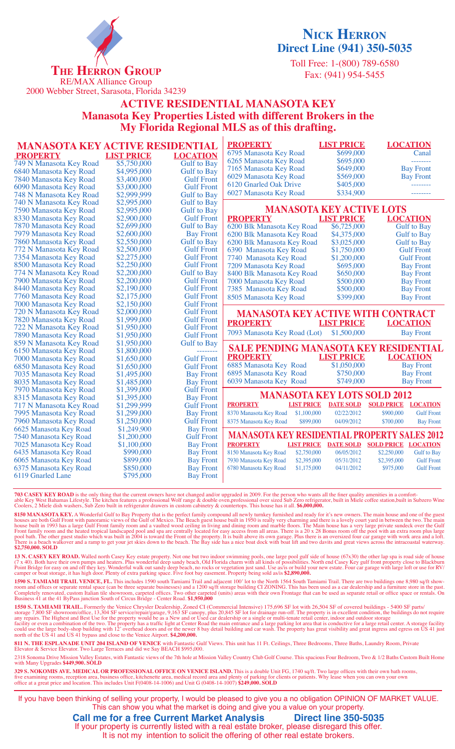# The Herron Group

RE/MAX Alliance Group
2000 Webber Street, Sarasota, Florida 34239

## Nick Herron
**Direct Line (941) 350-5035**

Toll Free: 1-(800) 789-6580
Fax: (941) 954-5455

## ACTIVE RESIDENTIAL MANASOTA KEY
**Manasota Key Properties Listed with different Brokers in the My Florida Regional MLS as of this drafting.**

### MANASOTA KEY ACTIVE RESIDENTIAL

| PROPERTY | LIST PRICE | LOCATION |
|---|---|---|
| 749 N Manasota Key Road | $5,750,000 | Gulf to Bay |
| 6840 Manasota Key Road | $4,995,000 | Gulf to Bay |
| 7840 Manasota Key Road | $3,400,000 | Gulf Front |
| 6090 Manasota Key Road | $3,000,000 | Gulf Front |
| 748 N Manasota Key Road | $2,999,999 | Gulf to Bay |
| 740 N Manasota Key Road | $2,995,000 | Gulf to Bay |
| 7590 Manasota Key Road | $2,995,000 | Gulf to Bay |
| 8330 Manasota Key Road | $2,900,000 | Gulf Front |
| 7870 Manasota Key Road | $2,699,000 | Gulf to Bay |
| 7979 Manasota Key Road | $2,600,000 | Bay Front |
| 7860 Manasota Key Road | $2,550,000 | Gulf to Bay |
| 772 N Manasota Key Road | $2,500,000 | Gulf Front |
| 7354 Manasota Key Road | $2,275,000 | Gulf Front |
| 8500 Manasota Key Road | $2,250,000 | Gulf Front |
| 774 N Manasota Key Road | $2,200,000 | Gulf to Bay |
| 7900 Manasota Key Road | $2,200,000 | Gulf Front |
| 8440 Manasota Key Road | $2,190,000 | Gulf Front |
| 7760 Manasota Key Road | $2,175,000 | Gulf Front |
| 7000 Manasota Key Road | $2,150,000 | Gulf Front |
| 720 N Manasota Key Road | $2,000,000 | Gulf Front |
| 7820 Manasota Key Road | $1,999,000 | Gulf Front |
| 722 N Manasota Key Road | $1,950,000 | Gulf Front |
| 7890 Manasota Key Road | $1,950,000 | Gulf Front |
| 859 N Manasota Key Road | $1,950,000 | Gulf to Bay |
| 6150 Manasota Key Road | $1,800,000 | -------- |
| 7000 Manasota Key Road | $1,650,000 | Gulf Front |
| 6850 Manasota Key Road | $1,650,000 | Gulf Front |
| 7035 Manasota Key Road | $1,495,000 | Bay Front |
| 8035 Manasota Key Road | $1,485,000 | Bay Front |
| 7970 Manasota Key Road | $1,399,000 | Gulf Front |
| 8315 Manasota Key Road | $1,395,000 | Bay Front |
| 717 N Manasota Key Road | $1,299,999 | Gulf Front |
| 7995 Manasota Key Road | $1,299,000 | Bay Front |
| 7960 Manasota Key Road | $1,250,000 | Gulf Front |
| 6625 Manasota Key Road | $1,249,900 | Bay Front |
| 7540 Manasota Key Road | $1,200,000 | Gulf Front |
| 7025 Manasota Key Road | $1,100,000 | Bay Front |
| 6435 Manasota Key Road | $990,000 | Bay Front |
| 6065 Manasota Key Road | $899,000 | Bay Front |
| 6375 Manasota Key Road | $850,000 | Bay Front |
| 6119 Gnarled Lane | $795,000 | Bay Front |
| 6795 Manasota Key Road | $699,000 | Canal |
| 6265 Manasota Key Road | $695,000 | -------- |
| 7165 Manasota Key Road | $649,000 | Bay Front |
| 6029 Manasota Key Road | $569,000 | Bay Front |
| 6120 Gnarled Oak Drive | $405,000 | -------- |
| 6027 Manasota Key Road | $334,900 | -------- |

### MANASOTA KEY ACTIVE LOTS

| PROPERTY | LIST PRICE | LOCATION |
|---|---|---|
| 6200 Blk Manasota Key Road | $6,725,000 | Gulf to Bay |
| 6200 Blk Manasota Key Road | $4,375,000 | Gulf to Bay |
| 6200 Blk Manasota Key Road | $3,025,000 | Gulf to Bay |
| 6390 Manasota Key Road | $1,750,000 | Gulf Front |
| 7740 Manasota Key Road | $1,200,000 | Gulf Front |
| 7209 Manasota Key Road | $695,000 | Bay Front |
| 8400 Blk Manasota Key Road | $650,000 | Bay Front |
| 7000 Manasota Key Road | $500,000 | Bay Front |
| 7385 Manasota Key Road | $500,000 | Bay Front |
| 8505 Manasota Key Road | $399,000 | Bay Front |

### MANASOTA KEY ACTIVE WITH CONTRACT

| PROPERTY | LIST PRICE | LOCATION |
|---|---|---|
| 7093 Manasota Key Road (Lot) | $1,500,000 | Bay Front |

### SALE PENDING MANASOTA KEY RESIDENTIAL

| PROPERTY | LIST PRICE | LOCATION |
|---|---|---|
| 6885 Manasota Key Road | $1,050,000 | Bay Front |
| 6895 Manasota Key Road | $750,000 | Bay Front |
| 6039 Manasota Key Road | $749,000 | Bay Front |

### MANASOTA KEY LOTS SOLD 2012

| PROPERTY | LIST PRICE | DATE SOLD | SOLD PRICE | LOCATION |
|---|---|---|---|---|
| 8370 Manasota Key Road | $1,100,000 | 02/22/2012 | $900,000 | Gulf Front |
| 8375 Manasota Key Road | $899,000 | 04/09/2012 | $700,000 | Bay Front |

### MANASOTA KEY RESIDENTIAL PROPERTY SALES 2012

| PROPERTY | LIST PRICE | DATE SOLD | SOLD PRICE | LOCATION |
|---|---|---|---|---|
| 8150 Manasota Key Road | $2,750,000 | 06/05/2012 | $2,250,000 | Gulf to Bay |
| 7930 Manasota Key Road | $2,395,000 | 05/31/2012 | $2,395,000 | Gulf Front |
| 6780 Manasota Key Road | $1,175,000 | 04/11/2012 | $975,000 | Gulf Front |

**703 CASEY KEY ROAD** is the only thing that the current owners have not changed and/or upgraded in 2009. For the person who wants all the finer quality amenities in a comfortable Key West Bahamas Lifestyle. The kitchen features a professional Wolf range & double oven,professional over sized Sub Zero refrigerator, built in Miele coffee station,built in Subzero Wine Coolers, 2 Miele dish washers, Sub Zero built in refrigerator drawers in custom cabinetry & countertops. This house has it all. **$6,000,000.**

**8150 MANASOTA KEY.** A Wonderful Gulf to Bay Property that is the perfect family compound all newly turnkey furnished and ready for it's new owners. The main house and one of the guest houses are both Gulf Front with panoramic views of the Gulf of Mexico. The Beach guest house built in 1950 is really very charming and there is a lovely court yard in between the two. The main house built in 1993 has a large Gulf Front family room and a vaulted wood ceiling in living and dining room and marble floors. The Main house has a very large private sundeck over the Gulf Front family room and the heated tropical landscaped pool and spa are centrally located for easy access from all areas. There is a 20 x 28 Bonus room off the pool with an extra room plus large pool bath. The other guest studio which was built in 2004 is toward the Front of the property. It is built above its own garage. Plus there is an oversized four car garage with work area and a loft. There is a beach walkover and a ramp to get your jet skies down to the beach. The Bay side has a nice boat dock with boat lift and two davits and great views across the intracoastal waterway. **$2,750,000. SOLD**

**13 N. CASEY KEY ROAD.** Walled north Casey Key estate property. Not one but two indoor swimming pools, one large pool gulf side of house (67x30) the other lap spa is road side of house (7 x 40). Both have their own pumps and heaters. Plus wonderful deep sandy beach, Old Florida charm with all kinds of possibilities. North end Casey Key gulf front property close to Blackburn Point Bridge for easy on and off they key. Wonderful walk out sandy deep beach, no rocks or vegetation just sand. Use as/is or build your new estate. Four car garage with large loft or use for RV/camper or boat storage, it has high door. Plenty of extra parking space. Five foot bay easement. Property being sold as/is **$2,890,000.**

**1590 S. TAMIAMI TRAIL VENICE, FL.** This includes 1590 south Tamiami Trail and adjacent 100' lot to the North 1564 South Tamiami Trail. There are two buildings one 8,980 sq/ft showroom and offices or separate rental space (can be three separate businesses) and a 1200 sq/ft storage building CI ZONING. This has been used as a car dealership and a furniture store in the past. Completely renovated, custom Italian tile showroom, carpeted offices. Two other carpeted (units) areas with their own Frontage that can be used as separate retail or office space or rentals. On Business 41 at the 41 ByPass junction South of Circus Bridge - Center Road. **$1,950,000**

**1550 S. TAMIAMI TRAIL.** Formerly the Venice Chrysler Dealership, Zoned CI (Commercial Intensive) 175,696 SF lot with 26,504 SF of covered buildings - 5400 SF parts/storage 7,800 SF showroom/office, 13,304 SF service/repair/garage, 9,163 SF canopy, plus 20,845 SF lot for drainage run-off. The property is in excellent condition, the buildings do not require any repairs. The Highest and Best Use for the property would be as a New and or Used car dealership or a single or multi-tenate retail center, indoor and outdoor storage facility or even a combination of the two. The property has a traffic light at Center Road the main entrance and a large parking lot area that is conductive for a large retail center. A storage facility could use the large body-shop building with 12' overhead doors and or the newer 8 bay detail building and car wash. The property has great visibility and great ingress and egress on US 41 just north of the US 41 and US 41 bypass and close to the Venice Airport. **$4,200,000.**

**811 N. THE ESPLANADE UNIT 204 ISLAND OF VENICE** with Fantastic Gulf Views. This unit has 11 Ft. Ceilings, Three Bedrooms, Three Baths, Laundry Room, Private Elevator & Service Elevator. Two Large Terraces and did we Say BEACH $995,000.

2318 Sonoma Drive Mission Valley Estates, with Fantastic views of the 7th hole at Mission Valley Country Club Golf Course. This spacious Four Bedroom, Two & 1/2 Baths Custom Built Home with Many Upgrades **$449,900. SOLD**

**329 S. NOKOMIS AVE. MEDICAL OR PROFESSIONAL OFFICE ON VENICE ISLAND.** This is a double Unit FG, 1740 sq/ft. Two large offices with their own bath rooms, five examining rooms, reception area, business office, kitchenette area, medical record area and plenty of parking for clients or patients. Why lease when you can own your own office at a great price and location. This includes Unit F(0408-14-1006) and Unit G (0408-14-1007) **$249,000. SOLD**

If you have been thinking of selling your property, I would be pleased to give you a no obligation OPINION OF MARKET VALUE. This can show you what the market is doing and give you a value on your property.

**Call me for a free Current Market Analysis Direct line 350-5035**

If your property is currently listed with a real estate broker, please disregard this offer. It is not my intention to solicit the offering of other real estate brokers.